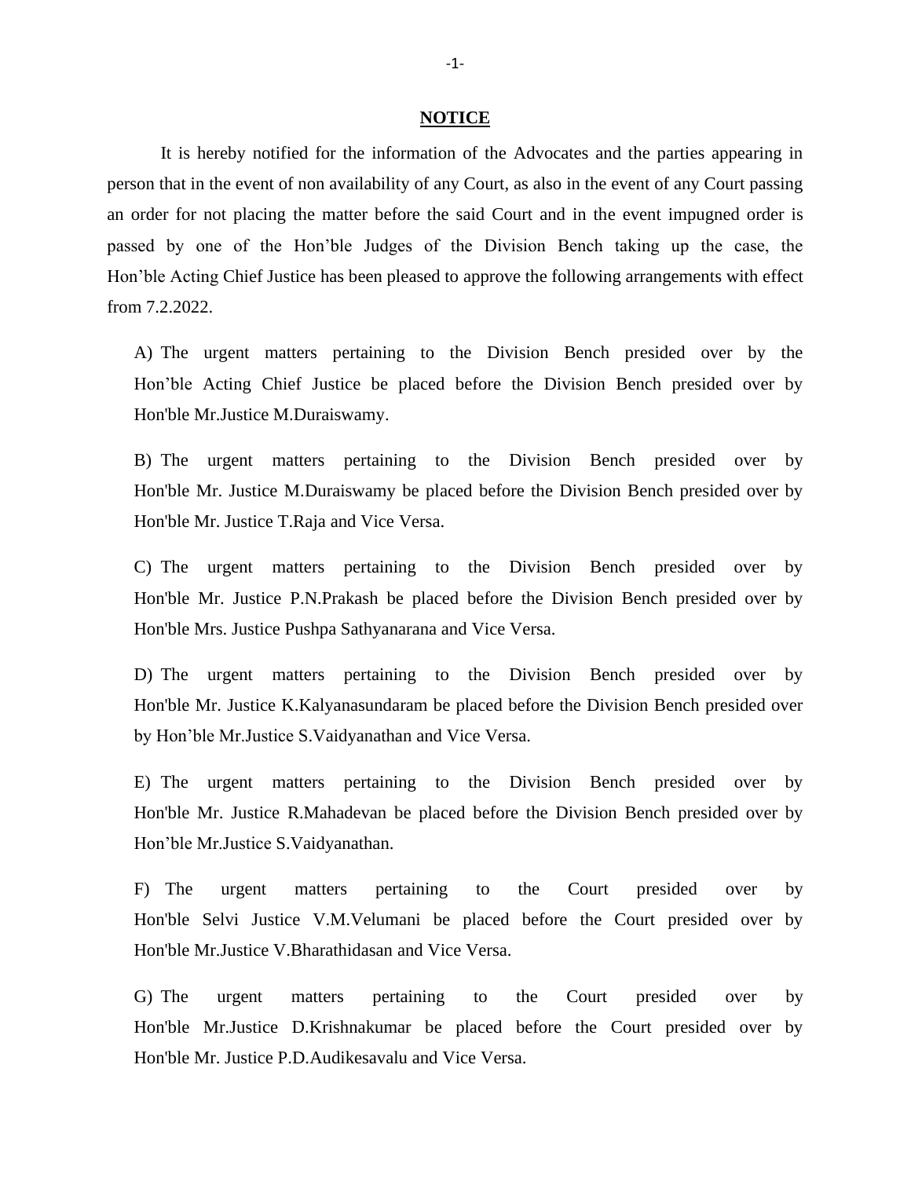## NOTICE

It is hereby notified for the information of the Advocates and the parties appearing in person that in the event of non availability of any Court, as also in the event of any Court passing an order for not placing the matter before the said Court and in the event impugned order is passed by one of the Hon'ble Judges of the Division Bench taking up the case, the Hon'ble Acting Chief Justice has been pleased to approve the following arrangements with effect from 7.2.2022.

A) The urgent matters pertaining to the Division Bench presided over by the Hon'ble Acting Chief Justice be placed before the Division Bench presided over by Hon'ble Mr.Justice M.Duraiswamy.

B) The urgent matters pertaining to the Division Bench presided over by Hon'ble Mr. Justice M.Duraiswamy be placed before the Division Bench presided over by Hon'ble Mr. Justice T.Raja and Vice Versa.

C) The urgent matters pertaining to the Division Bench presided over by Hon'ble Mr. Justice P.N.Prakash be placed before the Division Bench presided over by Hon'ble Mrs. Justice Pushpa Sathyanarana and Vice Versa.

D) The urgent matters pertaining to the Division Bench presided over by Hon'ble Mr. Justice K.Kalyanasundaram be placed before the Division Bench presided over by Hon'ble Mr.Justice S.Vaidyanathan and Vice Versa.

E) The urgent matters pertaining to the Division Bench presided over by Hon'ble Mr. Justice R.Mahadevan be placed before the Division Bench presided over by Hon'ble Mr.Justice S.Vaidyanathan.

F) The urgent matters pertaining to the Court presided over by Hon'ble Selvi Justice V.M.Velumani be placed before the Court presided over by Hon'ble Mr.Justice V.Bharathidasan and Vice Versa.

G) The urgent matters pertaining to the Court presided over by Hon'ble Mr.Justice D.Krishnakumar be placed before the Court presided over by Hon'ble Mr. Justice P.D.Audikesavalu and Vice Versa.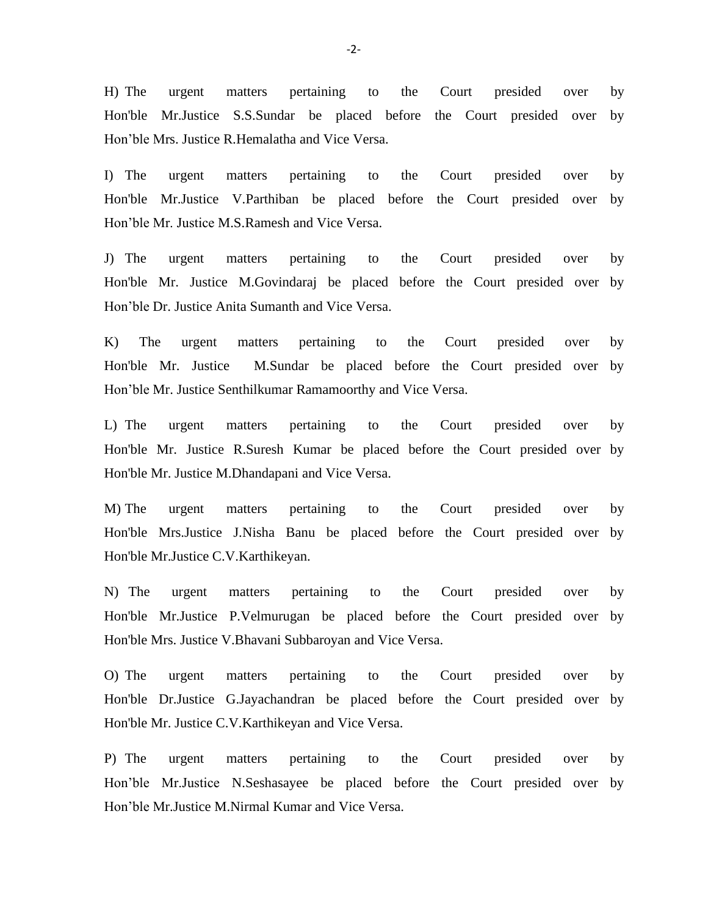H) The urgent matters pertaining to the Court presided over by Hon'ble Mr.Justice S.S.Sundar be placed before the Court presided over by Hon’ble Mrs. Justice R.Hemalatha and Vice Versa.

I) The urgent matters pertaining to the Court presided over by Hon'ble Mr.Justice V.Parthiban be placed before the Court presided over by Hon’ble Mr. Justice M.S.Ramesh and Vice Versa.

J) The urgent matters pertaining to the Court presided over by Hon'ble Mr. Justice M.Govindaraj be placed before the Court presided over by Hon’ble Dr. Justice Anita Sumanth and Vice Versa.

K) The urgent matters pertaining to the Court presided over by Hon'ble Mr. Justice M.Sundar be placed before the Court presided over by Hon’ble Mr. Justice Senthilkumar Ramamoorthy and Vice Versa.

L) The urgent matters pertaining to the Court presided over by Hon'ble Mr. Justice R.Suresh Kumar be placed before the Court presided over by Hon'ble Mr. Justice M.Dhandapani and Vice Versa.

M) The urgent matters pertaining to the Court presided over by Hon'ble Mrs.Justice J.Nisha Banu be placed before the Court presided over by Hon'ble Mr.Justice C.V.Karthikeyan.

N) The urgent matters pertaining to the Court presided over by Hon'ble Mr.Justice P.Velmurugan be placed before the Court presided over by Hon'ble Mrs. Justice V.Bhavani Subbaroyan and Vice Versa.

O) The urgent matters pertaining to the Court presided over by Hon'ble Dr.Justice G.Jayachandran be placed before the Court presided over by Hon'ble Mr. Justice C.V.Karthikeyan and Vice Versa.

P) The urgent matters pertaining to the Court presided over by Hon’ble Mr.Justice N.Seshasayee be placed before the Court presided over by Hon’ble Mr.Justice M.Nirmal Kumar and Vice Versa.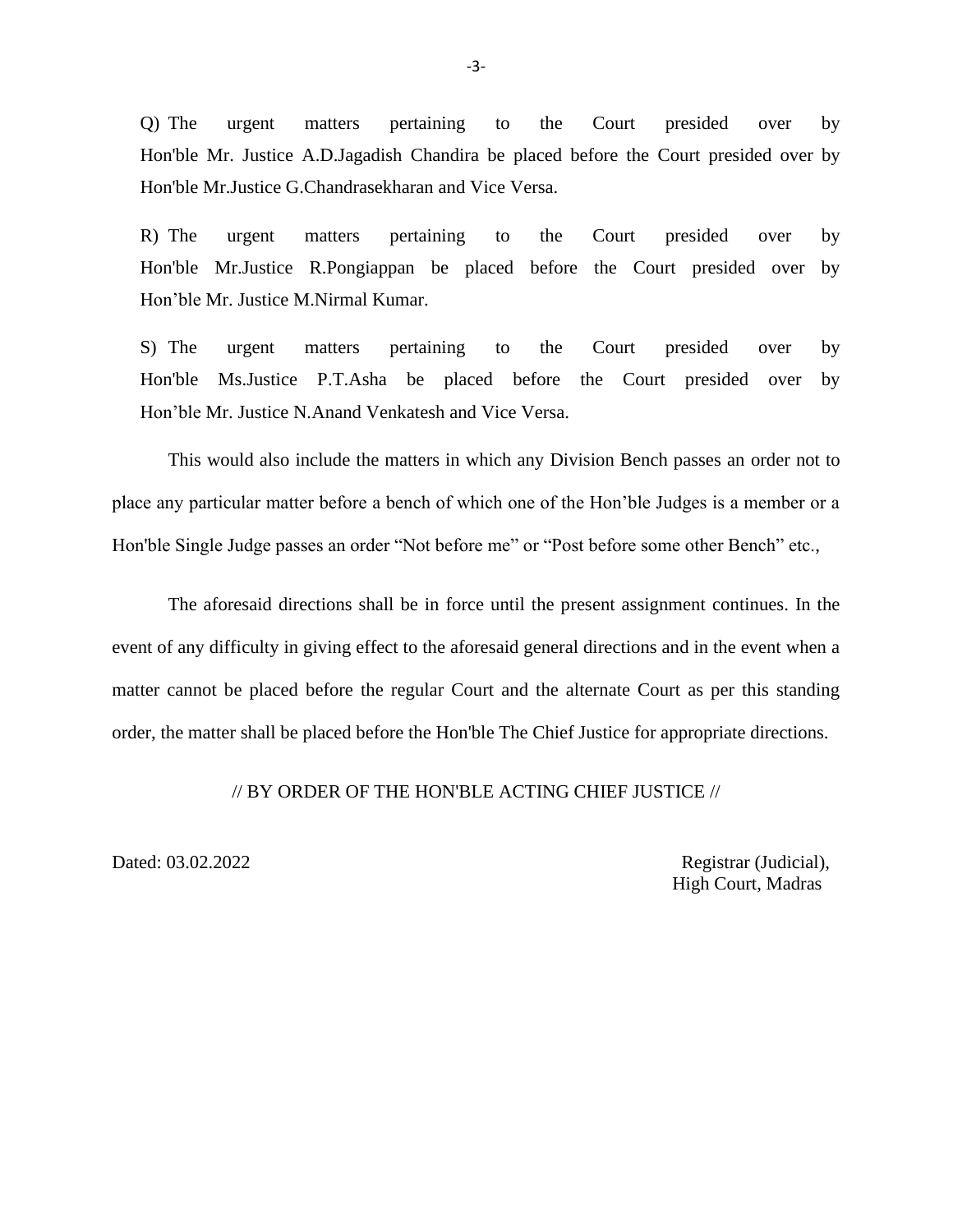Q) The urgent matters pertaining to the Court presided over by Hon'ble Mr. Justice A.D.Jagadish Chandira be placed before the Court presided over by Hon'ble Mr.Justice G.Chandrasekharan and Vice Versa.

R) The urgent matters pertaining to the Court presided over by Hon'ble Mr.Justice R.Pongiappan be placed before the Court presided over by Hon’ble Mr. Justice M.Nirmal Kumar.

S) The urgent matters pertaining to the Court presided over by Hon'ble Ms.Justice P.T.Asha be placed before the Court presided over by Hon’ble Mr. Justice N.Anand Venkatesh and Vice Versa.

This would also include the matters in which any Division Bench passes an order not to place any particular matter before a bench of which one of the Hon’ble Judges is a member or a Hon'ble Single Judge passes an order “Not before me” or “Post before some other Bench” etc.,

The aforesaid directions shall be in force until the present assignment continues. In the event of any difficulty in giving effect to the aforesaid general directions and in the event when a matter cannot be placed before the regular Court and the alternate Court as per this standing order, the matter shall be placed before the Hon'ble The Chief Justice for appropriate directions.

// BY ORDER OF THE HON'BLE ACTING CHIEF JUSTICE //

Dated: 03.02.2022

Registrar (Judicial),
High Court, Madras